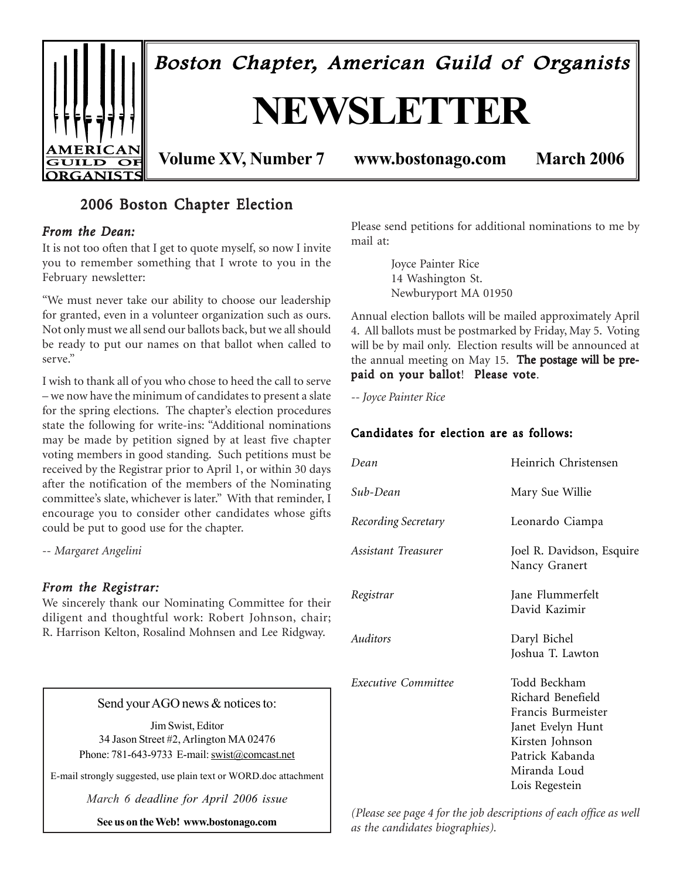# Boston Chapter, American Guild of Organists

# NEWSLETTER

**Volume XV, Number 7 www.bostonago.com March 2006**

## 2006 Boston Chapter Election

### *From the Dean:*

It is not too often that I get to quote myself, so now I invite you to remember something that I wrote to you in the February newsletter:

"We must never take our ability to choose our leadership for granted, even in a volunteer organization such as ours. Not only must we all send our ballots back, but we all should be ready to put our names on that ballot when called to serve."

I wish to thank all of you who chose to heed the call to serve – we now have the minimum of candidates to present a slate for the spring elections. The chapter's election procedures state the following for write-ins: "Additional nominations may be made by petition signed by at least five chapter voting members in good standing. Such petitions must be received by the Registrar prior to April 1, or within 30 days after the notification of the members of the Nominating committee's slate, whichever is later." With that reminder, I encourage you to consider other candidates whose gifts could be put to good use for the chapter.

*-- Margaret Angelini*

### *From the Registrar:*

We sincerely thank our Nominating Committee for their diligent and thoughtful work: Robert Johnson, chair; R. Harrison Kelton, Rosalind Mohnsen and Lee Ridgway.

Please send petitions for additional nominations to me by mail at:

Joyce Painter Rice
14 Washington St.
Newburyport MA 01950

Annual election ballots will be mailed approximately April 4. All ballots must be postmarked by Friday, May 5. Voting will be by mail only. Election results will be announced at the annual meeting on May 15. **The postage will be pre-paid on your ballot**! **Please vote**.

*-- Joyce Painter Rice*

**Candidates for election are as follows:**

| | |
|---|---|
| *Dean* | Heinrich Christensen |
| *Sub-Dean* | Mary Sue Willie |
| *Recording Secretary* | Leonardo Ciampa |
| *Assistant Treasurer* | Joel R. Davidson, Esquire<br>Nancy Granert |
| *Registrar* | Jane Flummerfelt<br>David Kazimir |
| *Auditors* | Daryl Bichel<br>Joshua T. Lawton |
| *Executive Committee* | Todd Beckham<br>Richard Benefield<br>Francis Burmeister<br>Janet Evelyn Hunt<br>Kirsten Johnson<br>Patrick Kabanda<br>Miranda Loud<br>Lois Regestein |

*(Please see page 4 for the job descriptions of each office as well as the candidates biographies).*

---

Send your AGO news & notices to:

Jim Swist, Editor
34 Jason Street #2, Arlington MA 02476
Phone: 781-643-9733 E-mail: swist@comcast.net

E-mail strongly suggested, use plain text or WORD.doc attachment

*March 6 deadline for April 2006 issue*

**See us on the Web! www.bostonago.com**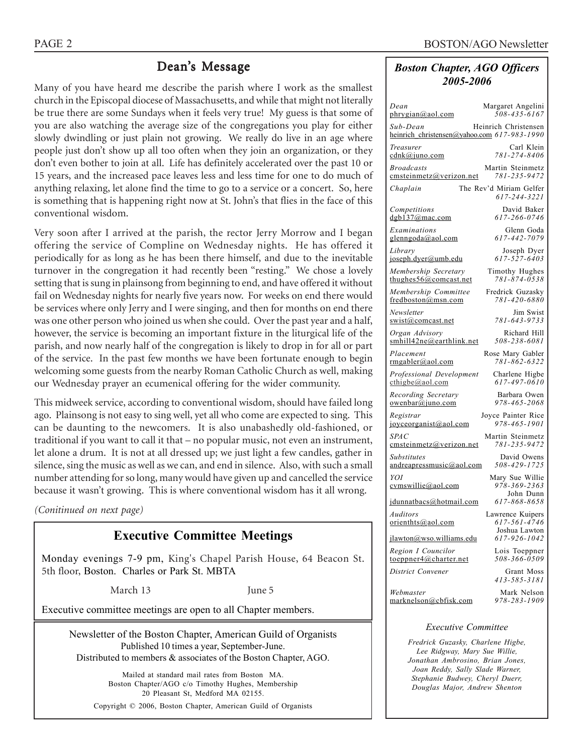## Dean's Message

Many of you have heard me describe the parish where I work as the smallest church in the Episcopal diocese of Massachusetts, and while that might not literally be true there are some Sundays when it feels very true! My guess is that some of you are also watching the average size of the congregations you play for either slowly dwindling or just plain not growing. We really do live in an age where people just don't show up all too often when they join an organization, or they don't even bother to join at all. Life has definitely accelerated over the past 10 or 15 years, and the increased pace leaves less and less time for one to do much of anything relaxing, let alone find the time to go to a service or a concert. So, here is something that is happening right now at St. John's that flies in the face of this conventional wisdom.

Very soon after I arrived at the parish, the rector Jerry Morrow and I began offering the service of Compline on Wednesday nights. He has offered it periodically for as long as he has been there himself, and due to the inevitable turnover in the congregation it had recently been "resting." We chose a lovely setting that is sung in plainsong from beginning to end, and have offered it without fail on Wednesday nights for nearly five years now. For weeks on end there would be services where only Jerry and I were singing, and then for months on end there was one other person who joined us when she could. Over the past year and a half, however, the service is becoming an important fixture in the liturgical life of the parish, and now nearly half of the congregation is likely to drop in for all or part of the service. In the past few months we have been fortunate enough to begin welcoming some guests from the nearby Roman Catholic Church as well, making our Wednesday prayer an ecumenical offering for the wider community.

This midweek service, according to conventional wisdom, should have failed long ago. Plainsong is not easy to sing well, yet all who come are expected to sing. This can be daunting to the newcomers. It is also unabashedly old-fashioned, or traditional if you want to call it that – no popular music, not even an instrument, let alone a drum. It is not at all dressed up; we just light a few candles, gather in silence, sing the music as well as we can, and end in silence. Also, with such a small number attending for so long, many would have given up and cancelled the service because it wasn't growing. This is where conventional wisdom has it all wrong.

*(Conitinued on next page)*

### Executive Committee Meetings

Monday evenings 7-9 pm, King's Chapel Parish House, 64 Beacon St. 5th floor, Boston. Charles or Park St. MBTA

March 13 June 5

Executive committee meetings are open to all Chapter members.

Newsletter of the Boston Chapter, American Guild of Organists
Published 10 times a year, September-June.
Distributed to members & associates of the Boston Chapter, AGO.

Mailed at standard mail rates from Boston MA.
Boston Chapter/AGO c/o Timothy Hughes, Membership
20 Pleasant St, Medford MA 02155.

Copyright © 2006, Boston Chapter, American Guild of Organists

### *Boston Chapter, AGO Officers 2005-2006*

| | | |
|---|---|---|
| *Dean* | Margaret Angelini | |
| phrygian@aol.com | *508-435-6167* | |
| *Sub-Dean* | Heinrich Christensen | |
| heinrich_christensen@yahoo.com | *617-983-1990* | |
| *Treasurer* | Carl Klein | |
| cdnk@juno.com | *781-274-8406* | |
| *Broadcasts* | Martin Steinmetz | |
| cmsteinmetz@verizon.net | *781-235-9472* | |
| *Chaplain* | The Rev'd Miriam Gelfer | |
| | *617-244-3221* | |
| *Competitions* | David Baker | |
| dgb137@mac.com | *617-266-0746* | |
| *Examinations* | Glenn Goda | |
| glenngoda@aol.com | *617-442-7079* | |
| *Library* | Joseph Dyer | |
| joseph.dyer@umb.edu | *617-527-6403* | |
| *Membership Secretary* | Timothy Hughes | |
| thughes56@comcast.net | *781-874-0538* | |
| *Membership Committee* | Fredrick Guzasky | |
| fredboston@msn.com | *781-420-6880* | |
| *Newsletter* | Jim Swist | |
| swist@comcast.net | *781-643-9733* | |
| *Organ Advisory* | Richard Hill | |
| smhill42ne@earthlink.net | *508-238-6081* | |
| *Placement* | Rose Mary Gabler | |
| rmgabler@aol.com | *781-862-6322* | |
| *Professional Development* | Charlene Higbe | |
| cthigbe@aol.com | *617-497-0610* | |
| *Recording Secretary* | Barbara Owen | |
| owenbar@juno.com | *978-465-2068* | |
| *Registrar* | Joyce Painter Rice | |
| joyceorganist@aol.com | *978-465-1901* | |
| *SPAC* | Martin Steinmetz | |
| cmsteinmetz@verizon.net | *781-235-9472* | |
| *Substitutes* | David Owens | |
| andreapressmusic@aol.com | *508-429-1725* | |
| *YOI* | Mary Sue Willie | |
| cvmswillie@aol.com | *978-369-2363* | |
| | John Dunn | |
| jdunnatbacs@hotmail.com | *617-868-8658* | |
| *Auditors* | Lawrence Kuipers | |
| orienthts@aol.com | *617-561-4746* | |
| | Joshua Lawton | |
| jlawton@wso.williams.edu | *617-926-1042* | |
| *Region I Councilor* | Lois Toeppner | |
| toeppner4@charter.net | *508-366-0509* | |
| *District Convener* | Grant Moss | |
| | *413-585-3181* | |
| *Webmaster* | Mark Nelson | |
| marknelson@cbfisk.com | *978-283-1909* | |

*Executive Committee*

*Fredrick Guzasky, Charlene Higbe, Lee Ridgway, Mary Sue Willie, Jonathan Ambrosino, Brian Jones, Joan Reddy, Sally Slade Warner, Stephanie Budwey, Cheryl Duerr, Douglas Major, Andrew Shenton*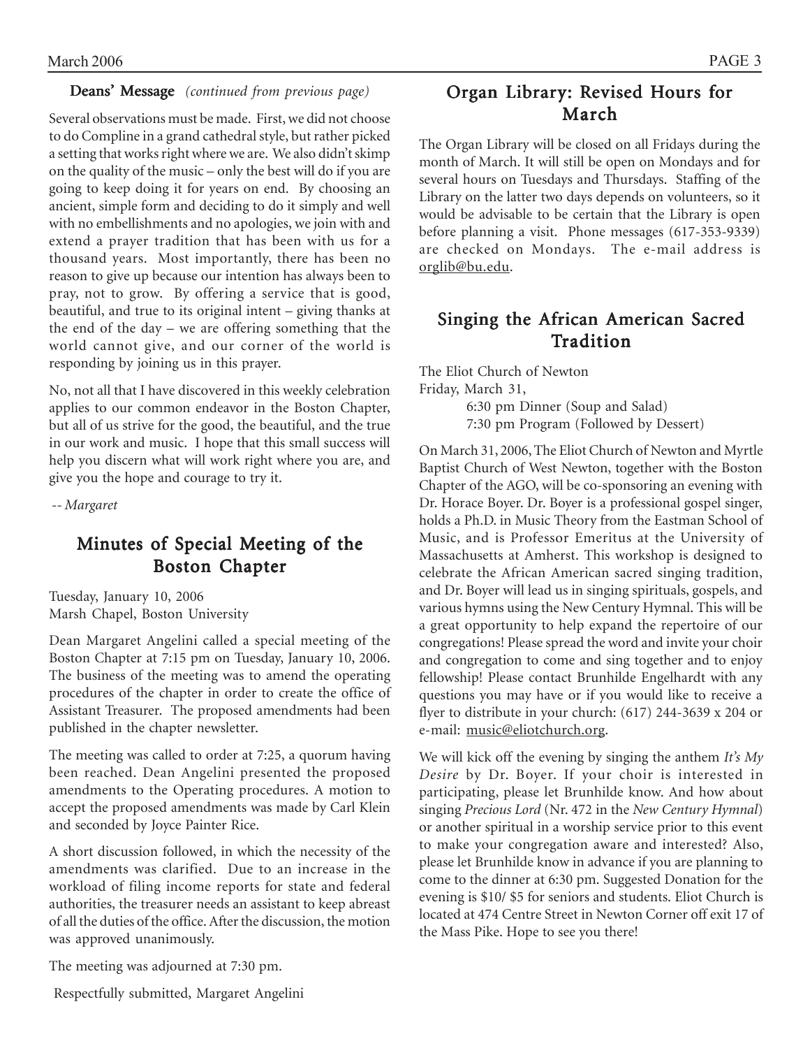**Deans' Message** *(continued from previous page)*

Several observations must be made. First, we did not choose to do Compline in a grand cathedral style, but rather picked a setting that works right where we are. We also didn't skimp on the quality of the music – only the best will do if you are going to keep doing it for years on end. By choosing an ancient, simple form and deciding to do it simply and well with no embellishments and no apologies, we join with and extend a prayer tradition that has been with us for a thousand years. Most importantly, there has been no reason to give up because our intention has always been to pray, not to grow. By offering a service that is good, beautiful, and true to its original intent – giving thanks at the end of the day – we are offering something that the world cannot give, and our corner of the world is responding by joining us in this prayer.

No, not all that I have discovered in this weekly celebration applies to our common endeavor in the Boston Chapter, but all of us strive for the good, the beautiful, and the true in our work and music. I hope that this small success will help you discern what will work right where you are, and give you the hope and courage to try it.

*-- Margaret*

## Minutes of Special Meeting of the Boston Chapter

Tuesday, January 10, 2006
Marsh Chapel, Boston University

Dean Margaret Angelini called a special meeting of the Boston Chapter at 7:15 pm on Tuesday, January 10, 2006. The business of the meeting was to amend the operating procedures of the chapter in order to create the office of Assistant Treasurer. The proposed amendments had been published in the chapter newsletter.

The meeting was called to order at 7:25, a quorum having been reached. Dean Angelini presented the proposed amendments to the Operating procedures. A motion to accept the proposed amendments was made by Carl Klein and seconded by Joyce Painter Rice.

A short discussion followed, in which the necessity of the amendments was clarified. Due to an increase in the workload of filing income reports for state and federal authorities, the treasurer needs an assistant to keep abreast of all the duties of the office. After the discussion, the motion was approved unanimously.

The meeting was adjourned at 7:30 pm.

Respectfully submitted, Margaret Angelini

## Organ Library: Revised Hours for March

The Organ Library will be closed on all Fridays during the month of March. It will still be open on Mondays and for several hours on Tuesdays and Thursdays. Staffing of the Library on the latter two days depends on volunteers, so it would be advisable to be certain that the Library is open before planning a visit. Phone messages (617-353-9339) are checked on Mondays. The e-mail address is orglib@bu.edu.

## Singing the African American Sacred Tradition

The Eliot Church of Newton
Friday, March 31,
6:30 pm Dinner (Soup and Salad)
7:30 pm Program (Followed by Dessert)

On March 31, 2006, The Eliot Church of Newton and Myrtle Baptist Church of West Newton, together with the Boston Chapter of the AGO, will be co-sponsoring an evening with Dr. Horace Boyer. Dr. Boyer is a professional gospel singer, holds a Ph.D. in Music Theory from the Eastman School of Music, and is Professor Emeritus at the University of Massachusetts at Amherst. This workshop is designed to celebrate the African American sacred singing tradition, and Dr. Boyer will lead us in singing spirituals, gospels, and various hymns using the New Century Hymnal. This will be a great opportunity to help expand the repertoire of our congregations! Please spread the word and invite your choir and congregation to come and sing together and to enjoy fellowship! Please contact Brunhilde Engelhardt with any questions you may have or if you would like to receive a flyer to distribute in your church: (617) 244-3639 x 204 or e-mail: music@eliotchurch.org.

We will kick off the evening by singing the anthem *It's My Desire* by Dr. Boyer. If your choir is interested in participating, please let Brunhilde know. And how about singing *Precious Lord* (Nr. 472 in the *New Century Hymnal*) or another spiritual in a worship service prior to this event to make your congregation aware and interested? Also, please let Brunhilde know in advance if you are planning to come to the dinner at 6:30 pm. Suggested Donation for the evening is $10/ $5 for seniors and students. Eliot Church is located at 474 Centre Street in Newton Corner off exit 17 of the Mass Pike. Hope to see you there!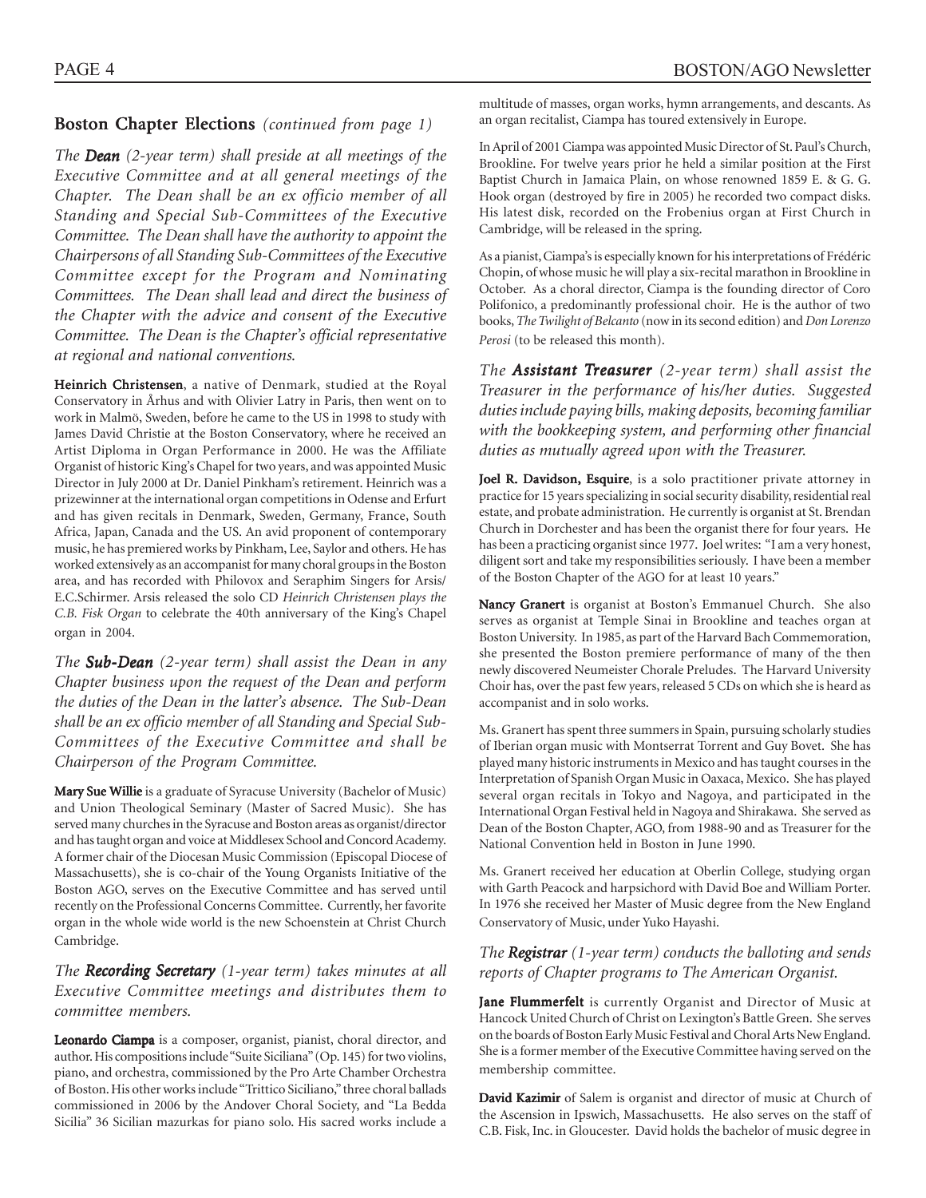## Boston Chapter Elections *(continued from page 1)*

*The **Dean** (2-year term) shall preside at all meetings of the Executive Committee and at all general meetings of the Chapter. The Dean shall be an ex officio member of all Standing and Special Sub-Committees of the Executive Committee. The Dean shall have the authority to appoint the Chairpersons of all Standing Sub-Committees of the Executive Committee except for the Program and Nominating Committees. The Dean shall lead and direct the business of the Chapter with the advice and consent of the Executive Committee. The Dean is the Chapter's official representative at regional and national conventions.*

**Heinrich Christensen**, a native of Denmark, studied at the Royal Conservatory in Århus and with Olivier Latry in Paris, then went on to work in Malmö, Sweden, before he came to the US in 1998 to study with James David Christie at the Boston Conservatory, where he received an Artist Diploma in Organ Performance in 2000. He was the Affiliate Organist of historic King's Chapel for two years, and was appointed Music Director in July 2000 at Dr. Daniel Pinkham's retirement. Heinrich was a prizewinner at the international organ competitions in Odense and Erfurt and has given recitals in Denmark, Sweden, Germany, France, South Africa, Japan, Canada and the US. An avid proponent of contemporary music, he has premiered works by Pinkham, Lee, Saylor and others. He has worked extensively as an accompanist for many choral groups in the Boston area, and has recorded with Philovox and Seraphim Singers for Arsis/ E.C.Schirmer. Arsis released the solo CD *Heinrich Christensen plays the C.B. Fisk Organ* to celebrate the 40th anniversary of the King's Chapel organ in 2004.

*The **Sub-Dean** (2-year term) shall assist the Dean in any Chapter business upon the request of the Dean and perform the duties of the Dean in the latter's absence. The Sub-Dean shall be an ex officio member of all Standing and Special Sub-Committees of the Executive Committee and shall be Chairperson of the Program Committee.*

**Mary Sue Willie** is a graduate of Syracuse University (Bachelor of Music) and Union Theological Seminary (Master of Sacred Music). She has served many churches in the Syracuse and Boston areas as organist/director and has taught organ and voice at Middlesex School and Concord Academy. A former chair of the Diocesan Music Commission (Episcopal Diocese of Massachusetts), she is co-chair of the Young Organists Initiative of the Boston AGO, serves on the Executive Committee and has served until recently on the Professional Concerns Committee. Currently, her favorite organ in the whole wide world is the new Schoenstein at Christ Church Cambridge.

*The **Recording Secretary** (1-year term) takes minutes at all Executive Committee meetings and distributes them to committee members.*

**Leonardo Ciampa** is a composer, organist, pianist, choral director, and author. His compositions include "Suite Siciliana" (Op. 145) for two violins, piano, and orchestra, commissioned by the Pro Arte Chamber Orchestra of Boston. His other works include "Trittico Siciliano," three choral ballads commissioned in 2006 by the Andover Choral Society, and "La Bedda Sicilia" 36 Sicilian mazurkas for piano solo. His sacred works include a multitude of masses, organ works, hymn arrangements, and descants. As an organ recitalist, Ciampa has toured extensively in Europe.

In April of 2001 Ciampa was appointed Music Director of St. Paul's Church, Brookline. For twelve years prior he held a similar position at the First Baptist Church in Jamaica Plain, on whose renowned 1859 E. & G. G. Hook organ (destroyed by fire in 2005) he recorded two compact disks. His latest disk, recorded on the Frobenius organ at First Church in Cambridge, will be released in the spring.

As a pianist, Ciampa's is especially known for his interpretations of Frédéric Chopin, of whose music he will play a six-recital marathon in Brookline in October. As a choral director, Ciampa is the founding director of Coro Polifonico, a predominantly professional choir. He is the author of two books, *The Twilight of Belcanto* (now in its second edition) and *Don Lorenzo Perosi* (to be released this month).

*The **Assistant Treasurer** (2-year term) shall assist the Treasurer in the performance of his/her duties. Suggested duties include paying bills, making deposits, becoming familiar with the bookkeeping system, and performing other financial duties as mutually agreed upon with the Treasurer.*

**Joel R. Davidson, Esquire**, is a solo practitioner private attorney in practice for 15 years specializing in social security disability, residential real estate, and probate administration. He currently is organist at St. Brendan Church in Dorchester and has been the organist there for four years. He has been a practicing organist since 1977. Joel writes: "I am a very honest, diligent sort and take my responsibilities seriously. I have been a member of the Boston Chapter of the AGO for at least 10 years."

**Nancy Granert** is organist at Boston's Emmanuel Church. She also serves as organist at Temple Sinai in Brookline and teaches organ at Boston University. In 1985, as part of the Harvard Bach Commemoration, she presented the Boston premiere performance of many of the then newly discovered Neumeister Chorale Preludes. The Harvard University Choir has, over the past few years, released 5 CDs on which she is heard as accompanist and in solo works.

Ms. Granert has spent three summers in Spain, pursuing scholarly studies of Iberian organ music with Montserrat Torrent and Guy Bovet. She has played many historic instruments in Mexico and has taught courses in the Interpretation of Spanish Organ Music in Oaxaca, Mexico. She has played several organ recitals in Tokyo and Nagoya, and participated in the International Organ Festival held in Nagoya and Shirakawa. She served as Dean of the Boston Chapter, AGO, from 1988-90 and as Treasurer for the National Convention held in Boston in June 1990.

Ms. Granert received her education at Oberlin College, studying organ with Garth Peacock and harpsichord with David Boe and William Porter. In 1976 she received her Master of Music degree from the New England Conservatory of Music, under Yuko Hayashi.

*The **Registrar** (1-year term) conducts the balloting and sends reports of Chapter programs to The American Organist.*

**Jane Flummerfelt** is currently Organist and Director of Music at Hancock United Church of Christ on Lexington's Battle Green. She serves on the boards of Boston Early Music Festival and Choral Arts New England. She is a former member of the Executive Committee having served on the membership committee.

**David Kazimir** of Salem is organist and director of music at Church of the Ascension in Ipswich, Massachusetts. He also serves on the staff of C.B. Fisk, Inc. in Gloucester. David holds the bachelor of music degree in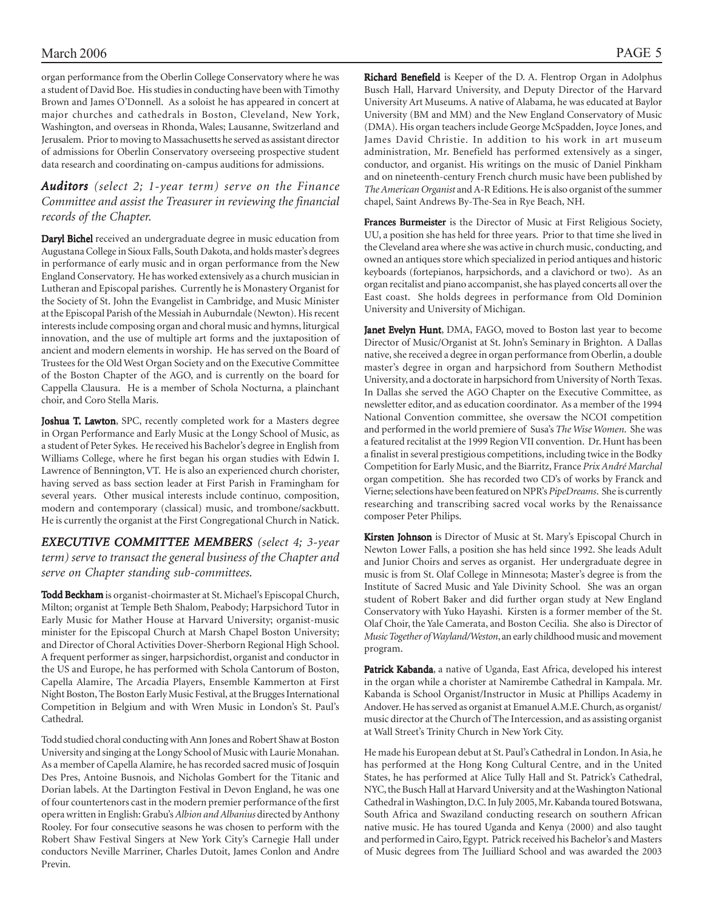organ performance from the Oberlin College Conservatory where he was a student of David Boe. His studies in conducting have been with Timothy Brown and James O'Donnell. As a soloist he has appeared in concert at major churches and cathedrals in Boston, Cleveland, New York, Washington, and overseas in Rhonda, Wales; Lausanne, Switzerland and Jerusalem. Prior to moving to Massachusetts he served as assistant director of admissions for Oberlin Conservatory overseeing prospective student data research and coordinating on-campus auditions for admissions.

### *Auditors (select 2; 1-year term) serve on the Finance Committee and assist the Treasurer in reviewing the financial records of the Chapter.*

**Daryl Bichel** received an undergraduate degree in music education from Augustana College in Sioux Falls, South Dakota, and holds master's degrees in performance of early music and in organ performance from the New England Conservatory. He has worked extensively as a church musician in Lutheran and Episcopal parishes. Currently he is Monastery Organist for the Society of St. John the Evangelist in Cambridge, and Music Minister at the Episcopal Parish of the Messiah in Auburndale (Newton). His recent interests include composing organ and choral music and hymns, liturgical innovation, and the use of multiple art forms and the juxtaposition of ancient and modern elements in worship. He has served on the Board of Trustees for the Old West Organ Society and on the Executive Committee of the Boston Chapter of the AGO, and is currently on the board for Cappella Clausura. He is a member of Schola Nocturna, a plainchant choir, and Coro Stella Maris.

**Joshua T. Lawton**, SPC, recently completed work for a Masters degree in Organ Performance and Early Music at the Longy School of Music, as a student of Peter Sykes. He received his Bachelor's degree in English from Williams College, where he first began his organ studies with Edwin I. Lawrence of Bennington, VT. He is also an experienced church chorister, having served as bass section leader at First Parish in Framingham for several years. Other musical interests include continuo, composition, modern and contemporary (classical) music, and trombone/sackbutt. He is currently the organist at the First Congregational Church in Natick.

### *EXECUTIVE COMMITTEE MEMBERS (select 4; 3-year term) serve to transact the general business of the Chapter and serve on Chapter standing sub-committees.*

**Todd Beckham** is organist-choirmaster at St. Michael's Episcopal Church, Milton; organist at Temple Beth Shalom, Peabody; Harpsichord Tutor in Early Music for Mather House at Harvard University; organist-music minister for the Episcopal Church at Marsh Chapel Boston University; and Director of Choral Activities Dover-Sherborn Regional High School. A frequent performer as singer, harpsichordist, organist and conductor in the US and Europe, he has performed with Schola Cantorum of Boston, Capella Alamire, The Arcadia Players, Ensemble Kammerton at First Night Boston, The Boston Early Music Festival, at the Brugges International Competition in Belgium and with Wren Music in London's St. Paul's Cathedral.

Todd studied choral conducting with Ann Jones and Robert Shaw at Boston University and singing at the Longy School of Music with Laurie Monahan. As a member of Capella Alamire, he has recorded sacred music of Josquin Des Pres, Antoine Busnois, and Nicholas Gombert for the Titanic and Dorian labels. At the Dartington Festival in Devon England, he was one of four countertenors cast in the modern premier performance of the first opera written in English: Grabu's *Albion and Albanius* directed by Anthony Rooley. For four consecutive seasons he was chosen to perform with the Robert Shaw Festival Singers at New York City's Carnegie Hall under conductors Neville Marriner, Charles Dutoit, James Conlon and Andre Previn.

**Richard Benefield** is Keeper of the D. A. Flentrop Organ in Adolphus Busch Hall, Harvard University, and Deputy Director of the Harvard University Art Museums. A native of Alabama, he was educated at Baylor University (BM and MM) and the New England Conservatory of Music (DMA). His organ teachers include George McSpadden, Joyce Jones, and James David Christie. In addition to his work in art museum administration, Mr. Benefield has performed extensively as a singer, conductor, and organist. His writings on the music of Daniel Pinkham and on nineteenth-century French church music have been published by *The American Organist* and A-R Editions. He is also organist of the summer chapel, Saint Andrews By-The-Sea in Rye Beach, NH.

**Frances Burmeister** is the Director of Music at First Religious Society, UU, a position she has held for three years. Prior to that time she lived in the Cleveland area where she was active in church music, conducting, and owned an antiques store which specialized in period antiques and historic keyboards (fortepianos, harpsichords, and a clavichord or two). As an organ recitalist and piano accompanist, she has played concerts all over the East coast. She holds degrees in performance from Old Dominion University and University of Michigan.

**Janet Evelyn Hunt**, DMA, FAGO, moved to Boston last year to become Director of Music/Organist at St. John's Seminary in Brighton. A Dallas native, she received a degree in organ performance from Oberlin, a double master's degree in organ and harpsichord from Southern Methodist University, and a doctorate in harpsichord from University of North Texas. In Dallas she served the AGO Chapter on the Executive Committee, as newsletter editor, and as education coordinator. As a member of the 1994 National Convention committee, she oversaw the NCOI competition and performed in the world premiere of Susa's *The Wise Women*. She was a featured recitalist at the 1999 Region VII convention. Dr. Hunt has been a finalist in several prestigious competitions, including twice in the Bodky Competition for Early Music, and the Biarritz, France *Prix André Marchal* organ competition. She has recorded two CD's of works by Franck and Vierne; selections have been featured on NPR's *PipeDreams*. She is currently researching and transcribing sacred vocal works by the Renaissance composer Peter Philips.

**Kirsten Johnson** is Director of Music at St. Mary's Episcopal Church in Newton Lower Falls, a position she has held since 1992. She leads Adult and Junior Choirs and serves as organist. Her undergraduate degree in music is from St. Olaf College in Minnesota; Master's degree is from the Institute of Sacred Music and Yale Divinity School. She was an organ student of Robert Baker and did further organ study at New England Conservatory with Yuko Hayashi. Kirsten is a former member of the St. Olaf Choir, the Yale Camerata, and Boston Cecilia. She also is Director of *Music Together of Wayland/Weston*, an early childhood music and movement program.

**Patrick Kabanda**, a native of Uganda, East Africa, developed his interest in the organ while a chorister at Namirembe Cathedral in Kampala. Mr. Kabanda is School Organist/Instructor in Music at Phillips Academy in Andover. He has served as organist at Emanuel A.M.E. Church, as organist/music director at the Church of The Intercession, and as assisting organist at Wall Street's Trinity Church in New York City.

He made his European debut at St. Paul's Cathedral in London. In Asia, he has performed at the Hong Kong Cultural Centre, and in the United States, he has performed at Alice Tully Hall and St. Patrick's Cathedral, NYC, the Busch Hall at Harvard University and at the Washington National Cathedral in Washington, D.C. In July 2005, Mr. Kabanda toured Botswana, South Africa and Swaziland conducting research on southern African native music. He has toured Uganda and Kenya (2000) and also taught and performed in Cairo, Egypt. Patrick received his Bachelor's and Masters of Music degrees from The Juilliard School and was awarded the 2003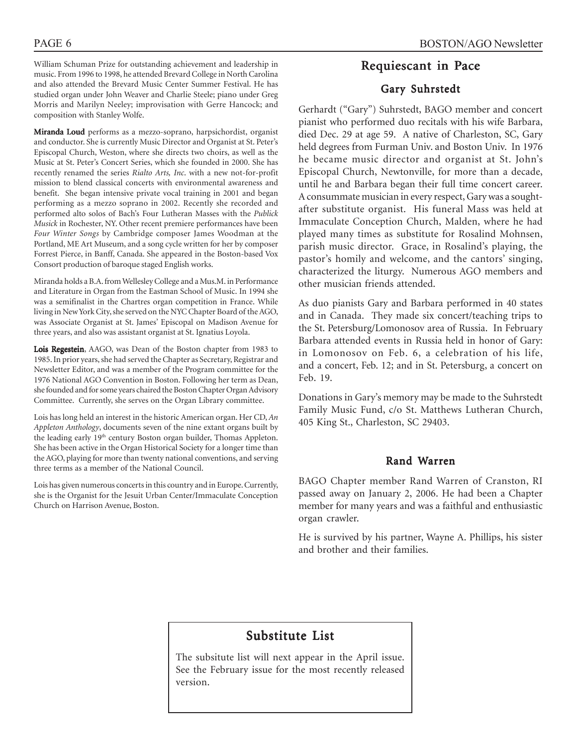William Schuman Prize for outstanding achievement and leadership in music. From 1996 to 1998, he attended Brevard College in North Carolina and also attended the Brevard Music Center Summer Festival. He has studied organ under John Weaver and Charlie Steele; piano under Greg Morris and Marilyn Neeley; improvisation with Gerre Hancock; and composition with Stanley Wolfe.

**Miranda Loud** performs as a mezzo-soprano, harpsichordist, organist and conductor. She is currently Music Director and Organist at St. Peter's Episcopal Church, Weston, where she directs two choirs, as well as the Music at St. Peter's Concert Series, which she founded in 2000. She has recently renamed the series *Rialto Arts, Inc.* with a new not-for-profit mission to blend classical concerts with environmental awareness and benefit. She began intensive private vocal training in 2001 and began performing as a mezzo soprano in 2002. Recently she recorded and performed alto solos of Bach's Four Lutheran Masses with the *Publick Musick* in Rochester, NY. Other recent premiere performances have been *Four Winter Songs* by Cambridge composer James Woodman at the Portland, ME Art Museum, and a song cycle written for her by composer Forrest Pierce, in Banff, Canada. She appeared in the Boston-based Vox Consort production of baroque staged English works.

Miranda holds a B.A. from Wellesley College and a Mus.M. in Performance and Literature in Organ from the Eastman School of Music. In 1994 she was a semifinalist in the Chartres organ competition in France. While living in New York City, she served on the NYC Chapter Board of the AGO, was Associate Organist at St. James' Episcopal on Madison Avenue for three years, and also was assistant organist at St. Ignatius Loyola.

**Lois Regestein**, AAGO, was Dean of the Boston chapter from 1983 to 1985. In prior years, she had served the Chapter as Secretary, Registrar and Newsletter Editor, and was a member of the Program committee for the 1976 National AGO Convention in Boston. Following her term as Dean, she founded and for some years chaired the Boston Chapter Organ Advisory Committee. Currently, she serves on the Organ Library committee.

Lois has long held an interest in the historic American organ. Her CD, *An Appleton Anthology*, documents seven of the nine extant organs built by the leading early 19th century Boston organ builder, Thomas Appleton. She has been active in the Organ Historical Society for a longer time than the AGO, playing for more than twenty national conventions, and serving three terms as a member of the National Council.

Lois has given numerous concerts in this country and in Europe. Currently, she is the Organist for the Jesuit Urban Center/Immaculate Conception Church on Harrison Avenue, Boston.

## Requiescant in Pace

### Gary Suhrstedt

Gerhardt ("Gary") Suhrstedt, BAGO member and concert pianist who performed duo recitals with his wife Barbara, died Dec. 29 at age 59. A native of Charleston, SC, Gary held degrees from Furman Univ. and Boston Univ. In 1976 he became music director and organist at St. John's Episcopal Church, Newtonville, for more than a decade, until he and Barbara began their full time concert career. A consummate musician in every respect, Gary was a sought-after substitute organist. His funeral Mass was held at Immaculate Conception Church, Malden, where he had played many times as substitute for Rosalind Mohnsen, parish music director. Grace, in Rosalind's playing, the pastor's homily and welcome, and the cantors' singing, characterized the liturgy. Numerous AGO members and other musician friends attended.

As duo pianists Gary and Barbara performed in 40 states and in Canada. They made six concert/teaching trips to the St. Petersburg/Lomonosov area of Russia. In February Barbara attended events in Russia held in honor of Gary: in Lomonosov on Feb. 6, a celebration of his life, and a concert, Feb. 12; and in St. Petersburg, a concert on Feb. 19.

Donations in Gary's memory may be made to the Suhrstedt Family Music Fund, c/o St. Matthews Lutheran Church, 405 King St., Charleston, SC 29403.

### Rand Warren

BAGO Chapter member Rand Warren of Cranston, RI passed away on January 2, 2006. He had been a Chapter member for many years and was a faithful and enthusiastic organ crawler.

He is survived by his partner, Wayne A. Phillips, his sister and brother and their families.

## Substitute List

The subsitute list will next appear in the April issue. See the February issue for the most recently released version.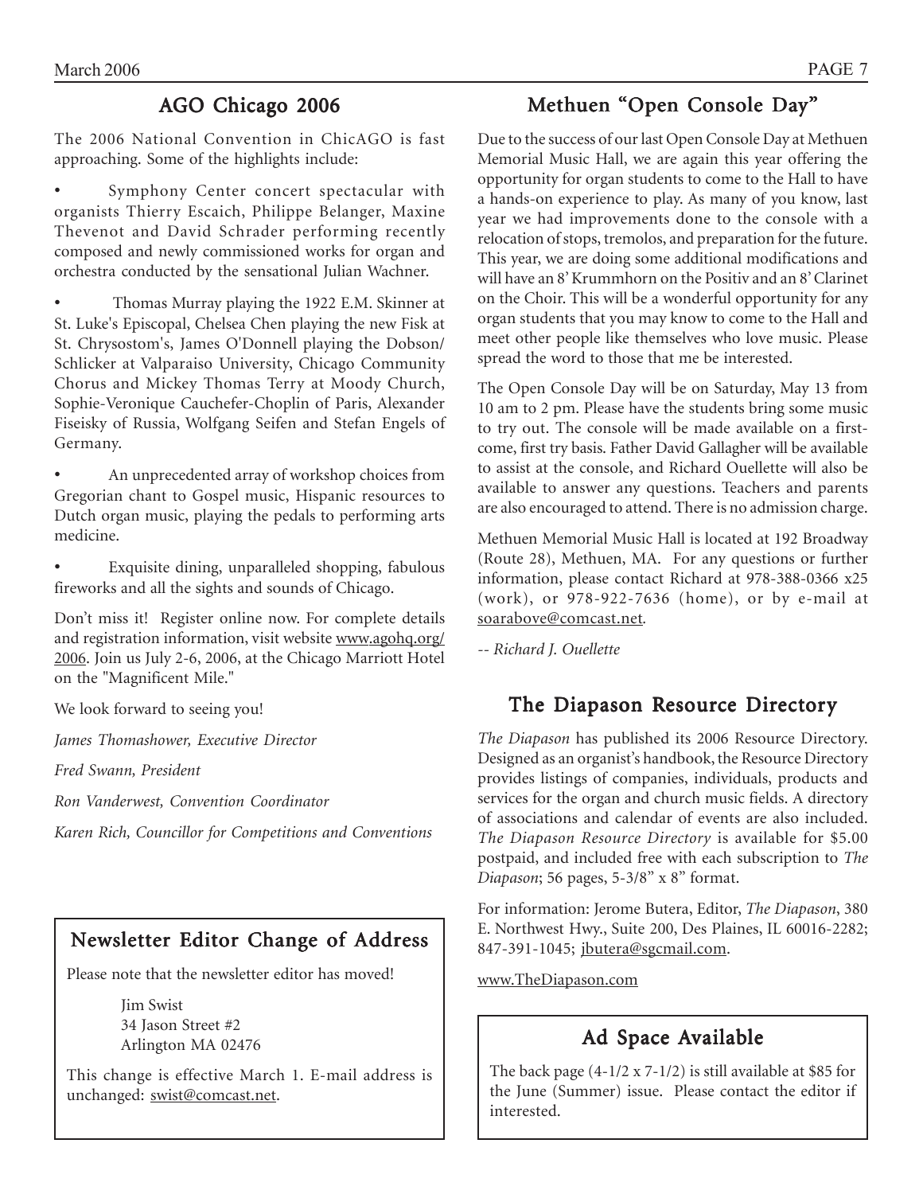## AGO Chicago 2006

The 2006 National Convention in ChicAGO is fast approaching. Some of the highlights include:

- Symphony Center concert spectacular with organists Thierry Escaich, Philippe Belanger, Maxine Thevenot and David Schrader performing recently composed and newly commissioned works for organ and orchestra conducted by the sensational Julian Wachner.
- Thomas Murray playing the 1922 E.M. Skinner at St. Luke's Episcopal, Chelsea Chen playing the new Fisk at St. Chrysostom's, James O'Donnell playing the Dobson/Schlicker at Valparaiso University, Chicago Community Chorus and Mickey Thomas Terry at Moody Church, Sophie-Veronique Cauchefer-Choplin of Paris, Alexander Fiseisky of Russia, Wolfgang Seifen and Stefan Engels of Germany.
- An unprecedented array of workshop choices from Gregorian chant to Gospel music, Hispanic resources to Dutch organ music, playing the pedals to performing arts medicine.
- Exquisite dining, unparalleled shopping, fabulous fireworks and all the sights and sounds of Chicago.

Don't miss it! Register online now. For complete details and registration information, visit website www.agohq.org/2006. Join us July 2-6, 2006, at the Chicago Marriott Hotel on the "Magnificent Mile."

We look forward to seeing you!

*James Thomashower, Executive Director*

*Fred Swann, President*

*Ron Vanderwest, Convention Coordinator*

*Karen Rich, Councillor for Competitions and Conventions*

## Newsletter Editor Change of Address

Please note that the newsletter editor has moved!

Jim Swist  
34 Jason Street #2  
Arlington MA 02476

This change is effective March 1. E-mail address is unchanged: swist@comcast.net.

## Methuen "Open Console Day"

Due to the success of our last Open Console Day at Methuen Memorial Music Hall, we are again this year offering the opportunity for organ students to come to the Hall to have a hands-on experience to play. As many of you know, last year we had improvements done to the console with a relocation of stops, tremolos, and preparation for the future. This year, we are doing some additional modifications and will have an 8' Krummhorn on the Positiv and an 8' Clarinet on the Choir. This will be a wonderful opportunity for any organ students that you may know to come to the Hall and meet other people like themselves who love music. Please spread the word to those that me be interested.

The Open Console Day will be on Saturday, May 13 from 10 am to 2 pm. Please have the students bring some music to try out. The console will be made available on a first-come, first try basis. Father David Gallagher will be available to assist at the console, and Richard Ouellette will also be available to answer any questions. Teachers and parents are also encouraged to attend. There is no admission charge.

Methuen Memorial Music Hall is located at 192 Broadway (Route 28), Methuen, MA. For any questions or further information, please contact Richard at 978-388-0366 x25 (work), or 978-922-7636 (home), or by e-mail at soarabove@comcast.net.

*-- Richard J. Ouellette*

## The Diapason Resource Directory

*The Diapason* has published its 2006 Resource Directory. Designed as an organist's handbook, the Resource Directory provides listings of companies, individuals, products and services for the organ and church music fields. A directory of associations and calendar of events are also included. *The Diapason Resource Directory* is available for $5.00 postpaid, and included free with each subscription to *The Diapason*; 56 pages, 5-3/8" x 8" format.

For information: Jerome Butera, Editor, *The Diapason*, 380 E. Northwest Hwy., Suite 200, Des Plaines, IL 60016-2282; 847-391-1045; jbutera@sgcmail.com.

www.TheDiapason.com

## Ad Space Available

The back page (4-1/2 x 7-1/2) is still available at $85 for the June (Summer) issue. Please contact the editor if interested.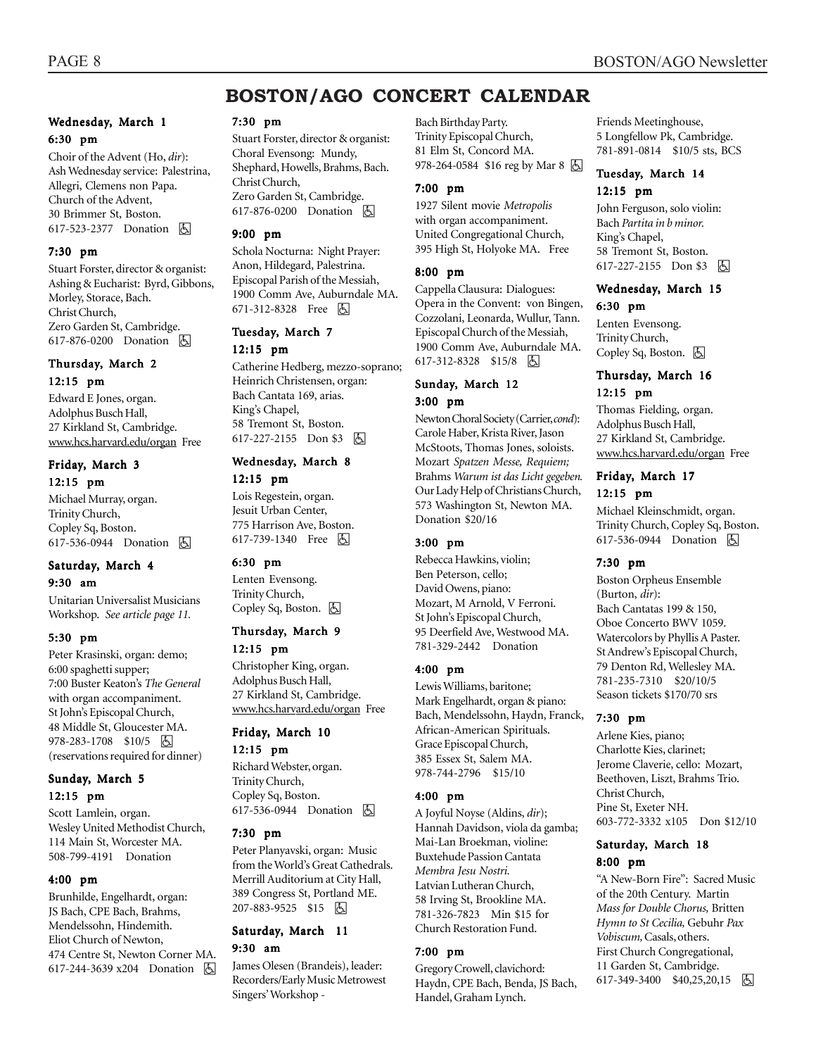# BOSTON/AGO CONCERT CALENDAR

### Wednesday, March 1

**6:30 pm**

Choir of the Advent (Ho, *dir*): Ash Wednesday service: Palestrina, Allegri, Clemens non Papa. Church of the Advent, 30 Brimmer St, Boston. 617-523-2377 Donation ♿

**7:30 pm**

Stuart Forster, director & organist: Ashing & Eucharist: Byrd, Gibbons, Morley, Storace, Bach. Christ Church, Zero Garden St, Cambridge. 617-876-0200 Donation ♿

### Thursday, March 2

**12:15 pm**

Edward E Jones, organ. Adolphus Busch Hall, 27 Kirkland St, Cambridge. www.hcs.harvard.edu/organ Free

### Friday, March 3

**12:15 pm**

Michael Murray, organ. Trinity Church, Copley Sq, Boston. 617-536-0944 Donation ♿

### Saturday, March 4

**9:30 am**

Unitarian Universalist Musicians Workshop. *See article page 11.*

**5:30 pm**

Peter Krasinski, organ: demo; 6:00 spaghetti supper; 7:00 Buster Keaton's *The General* with organ accompaniment. St John's Episcopal Church, 48 Middle St, Gloucester MA. 978-283-1708 $10/5 ♿ (reservations required for dinner)

### Sunday, March 5

**12:15 pm**

Scott Lamlein, organ. Wesley United Methodist Church, 114 Main St, Worcester MA. 508-799-4191 Donation

**4:00 pm**

Brunhilde, Engelhardt, organ: JS Bach, CPE Bach, Brahms, Mendelssohn, Hindemith. Eliot Church of Newton, 474 Centre St, Newton Corner MA. 617-244-3639 x204 Donation ♿

**7:30 pm**

Stuart Forster, director & organist: Choral Evensong: Mundy, Shephard, Howells, Brahms, Bach. Christ Church, Zero Garden St, Cambridge. 617-876-0200 Donation ♿

**9:00 pm**

Schola Nocturna: Night Prayer: Anon, Hildegard, Palestrina. Episcopal Parish of the Messiah, 1900 Comm Ave, Auburndale MA. 671-312-8328 Free ♿

### Tuesday, March 7

**12:15 pm**

Catherine Hedberg, mezzo-soprano; Heinrich Christensen, organ: Bach Cantata 169, arias. King's Chapel, 58 Tremont St, Boston. 617-227-2155 Don $3 ♿

### Wednesday, March 8

**12:15 pm**

Lois Regestein, organ. Jesuit Urban Center, 775 Harrison Ave, Boston. 617-739-1340 Free ♿

**6:30 pm**

Lenten Evensong. Trinity Church, Copley Sq, Boston. ♿

### Thursday, March 9

**12:15 pm**

Christopher King, organ. Adolphus Busch Hall, 27 Kirkland St, Cambridge. www.hcs.harvard.edu/organ Free

### Friday, March 10

**12:15 pm**

Richard Webster, organ. Trinity Church, Copley Sq, Boston. 617-536-0944 Donation ♿

**7:30 pm**

Peter Planyavski, organ: Music from the World's Great Cathedrals. Merrill Auditorium at City Hall, 389 Congress St, Portland ME. 207-883-9525 $15 ♿

### Saturday, March 11

**9:30 am**

James Olesen (Brandeis), leader: Recorders/Early Music Metrowest Singers' Workshop - Bach Birthday Party. Trinity Episcopal Church, 81 Elm St, Concord MA. 978-264-0584 $16 reg by Mar 8 ♿

**7:00 pm**

1927 Silent movie *Metropolis* with organ accompaniment. United Congregational Church, 395 High St, Holyoke MA. Free

**8:00 pm**

Cappella Clausura: Dialogues: Opera in the Convent: von Bingen, Cozzolani, Leonarda, Wullur, Tann. Episcopal Church of the Messiah, 1900 Comm Ave, Auburndale MA. 617-312-8328 $15/8 ♿

### Sunday, March 12

**3:00 pm**

Newton Choral Society (Carrier, *cond*): Carole Haber, Krista River, Jason McStoots, Thomas Jones, soloists. Mozart *Spatzen Messe, Requiem;* Brahms *Warum ist das Licht gegeben.* Our Lady Help of Christians Church, 573 Washington St, Newton MA. Donation $20/16

**3:00 pm**

Rebecca Hawkins, violin; Ben Peterson, cello; David Owens, piano: Mozart, M Arnold, V Ferroni. St John's Episcopal Church, 95 Deerfield Ave, Westwood MA. 781-329-2442 Donation

**4:00 pm**

Lewis Williams, baritone; Mark Engelhardt, organ & piano: Bach, Mendelssohn, Haydn, Franck, African-American Spirituals. Grace Episcopal Church, 385 Essex St, Salem MA. 978-744-2796 $15/10

**4:00 pm**

A Joyful Noyse (Aldins, *dir*); Hannah Davidson, viola da gamba; Mai-Lan Broekman, violine: Buxtehude Passion Cantata *Membra Jesu Nostri.* Latvian Lutheran Church, 58 Irving St, Brookline MA. 781-326-7823 Min $15 for Church Restoration Fund.

**7:00 pm**

Gregory Crowell, clavichord: Haydn, CPE Bach, Benda, JS Bach, Handel, Graham Lynch. Friends Meetinghouse, 5 Longfellow Pk, Cambridge. 781-891-0814 $10/5 sts, BCS

### Tuesday, March 14

**12:15 pm**

John Ferguson, solo violin: Bach *Partita in b minor.* King's Chapel, 58 Tremont St, Boston. 617-227-2155 Don $3 ♿

### Wednesday, March 15

**6:30 pm**

Lenten Evensong. Trinity Church, Copley Sq, Boston. ♿

### Thursday, March 16

**12:15 pm**

Thomas Fielding, organ. Adolphus Busch Hall, 27 Kirkland St, Cambridge. www.hcs.harvard.edu/organ Free

### Friday, March 17

**12:15 pm**

Michael Kleinschmidt, organ. Trinity Church, Copley Sq, Boston. 617-536-0944 Donation ♿

**7:30 pm**

Boston Orpheus Ensemble (Burton, *dir*): Bach Cantatas 199 & 150, Oboe Concerto BWV 1059. Watercolors by Phyllis A Paster. St Andrew's Episcopal Church, 79 Denton Rd, Wellesley MA. 781-235-7310 $20/10/5 Season tickets $170/70 srs

**7:30 pm**

Arlene Kies, piano; Charlotte Kies, clarinet; Jerome Claverie, cello: Mozart, Beethoven, Liszt, Brahms Trio. Christ Church, Pine St, Exeter NH. 603-772-3332 x105 Don $12/10

### Saturday, March 18

**8:00 pm**

"A New-Born Fire": Sacred Music of the 20th Century. Martin *Mass for Double Chorus,* Britten *Hymn to St Cecilia,* Gebuhr *Pax Vobiscum,* Casals, others. First Church Congregational, 11 Garden St, Cambridge. 617-349-3400 $40,25,20,15 ♿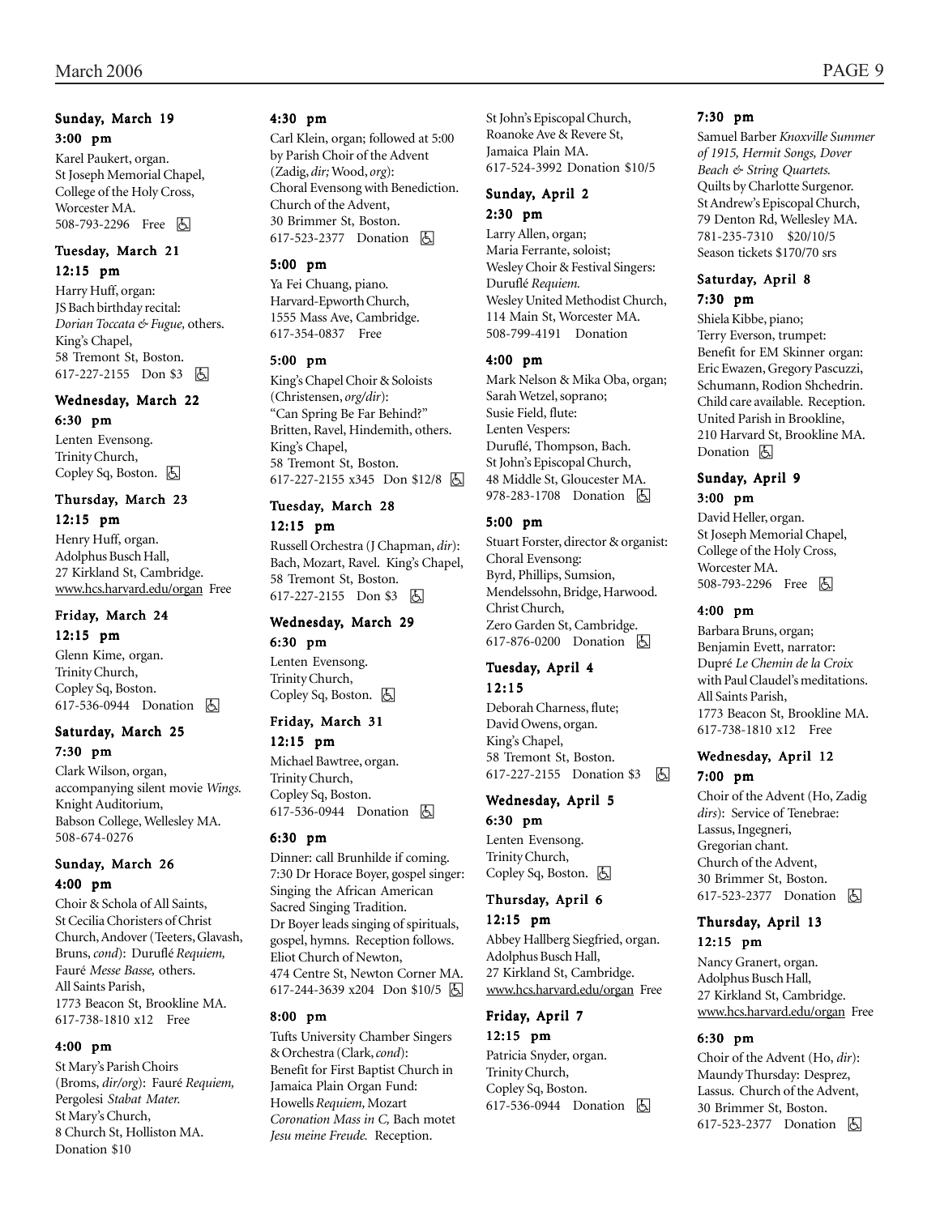### Sunday, March 19

**3:00 pm**

Karel Paukert, organ.
St Joseph Memorial Chapel,
College of the Holy Cross,
Worcester MA.
508-793-2296 Free ♿

### Tuesday, March 21

**12:15 pm**

Harry Huff, organ:
JS Bach birthday recital:
*Dorian Toccata & Fugue,* others.
King's Chapel,
58 Tremont St, Boston.
617-227-2155 Don $3 ♿

### Wednesday, March 22

**6:30 pm**

Lenten Evensong.
Trinity Church,
Copley Sq, Boston. ♿

### Thursday, March 23

**12:15 pm**

Henry Huff, organ.
Adolphus Busch Hall,
27 Kirkland St, Cambridge.
www.hcs.harvard.edu/organ Free

### Friday, March 24

**12:15 pm**

Glenn Kime, organ.
Trinity Church,
Copley Sq, Boston.
617-536-0944 Donation ♿

### Saturday, March 25

**7:30 pm**

Clark Wilson, organ,
accompanying silent movie *Wings.*
Knight Auditorium,
Babson College, Wellesley MA.
508-674-0276

### Sunday, March 26

**4:00 pm**

Choir & Schola of All Saints,
St Cecilia Choristers of Christ
Church, Andover (Teeters, Glavash,
Bruns, *cond*): Duruflé *Requiem,*
Fauré *Messe Basse,* others.
All Saints Parish,
1773 Beacon St, Brookline MA.
617-738-1810 x12 Free

**4:00 pm**

St Mary's Parish Choirs
(Broms, *dir/org*): Fauré *Requiem,*
Pergolesi *Stabat Mater.*
St Mary's Church,
8 Church St, Holliston MA.
Donation $10

**4:30 pm**

Carl Klein, organ; followed at 5:00
by Parish Choir of the Advent
(Zadig, *dir;* Wood, *org*):
Choral Evensong with Benediction.
Church of the Advent,
30 Brimmer St, Boston.
617-523-2377 Donation ♿

**5:00 pm**

Ya Fei Chuang, piano.
Harvard-Epworth Church,
1555 Mass Ave, Cambridge.
617-354-0837 Free

**5:00 pm**

King's Chapel Choir & Soloists
(Christensen, *org/dir*):
"Can Spring Be Far Behind?"
Britten, Ravel, Hindemith, others.
King's Chapel,
58 Tremont St, Boston.
617-227-2155 x345 Don $12/8 ♿

### Tuesday, March 28

**12:15 pm**

Russell Orchestra (J Chapman, *dir*):
Bach, Mozart, Ravel. King's Chapel,
58 Tremont St, Boston.
617-227-2155 Don $3 ♿

### Wednesday, March 29

**6:30 pm**

Lenten Evensong.
Trinity Church,
Copley Sq, Boston. ♿

### Friday, March 31

**12:15 pm**

Michael Bawtree, organ.
Trinity Church,
Copley Sq, Boston.
617-536-0944 Donation ♿

**6:30 pm**

Dinner: call Brunhilde if coming.
7:30 Dr Horace Boyer, gospel singer:
Singing the African American
Sacred Singing Tradition.
Dr Boyer leads singing of spirituals,
gospel, hymns. Reception follows.
Eliot Church of Newton,
474 Centre St, Newton Corner MA.
617-244-3639 x204 Don $10/5 ♿

**8:00 pm**

Tufts University Chamber Singers
& Orchestra (Clark, *cond*):
Benefit for First Baptist Church in
Jamaica Plain Organ Fund:
Howells *Requiem,* Mozart
*Coronation Mass in C,* Bach motet
*Jesu meine Freude.* Reception.
St John's Episcopal Church,
Roanoke Ave & Revere St,
Jamaica Plain MA.
617-524-3992 Donation $10/5

### Sunday, April 2

**2:30 pm**

Larry Allen, organ;
Maria Ferrante, soloist;
Wesley Choir & Festival Singers:
Duruflé *Requiem.*
Wesley United Methodist Church,
114 Main St, Worcester MA.
508-799-4191 Donation

**4:00 pm**

Mark Nelson & Mika Oba, organ;
Sarah Wetzel, soprano;
Susie Field, flute:
Lenten Vespers:
Duruflé, Thompson, Bach.
St John's Episcopal Church,
48 Middle St, Gloucester MA.
978-283-1708 Donation ♿

**5:00 pm**

Stuart Forster, director & organist:
Choral Evensong:
Byrd, Phillips, Sumsion,
Mendelssohn, Bridge, Harwood.
Christ Church,
Zero Garden St, Cambridge.
617-876-0200 Donation ♿

### Tuesday, April 4

**12:15**

Deborah Charness, flute;
David Owens, organ.
King's Chapel,
58 Tremont St, Boston.
617-227-2155 Donation $3 ♿

### Wednesday, April 5

**6:30 pm**

Lenten Evensong.
Trinity Church,
Copley Sq, Boston. ♿

### Thursday, April 6

**12:15 pm**

Abbey Hallberg Siegfried, organ.
Adolphus Busch Hall,
27 Kirkland St, Cambridge.
www.hcs.harvard.edu/organ Free

### Friday, April 7

**12:15 pm**

Patricia Snyder, organ.
Trinity Church,
Copley Sq, Boston.
617-536-0944 Donation ♿

**7:30 pm**

Samuel Barber *Knoxville Summer of 1915, Hermit Songs, Dover Beach & String Quartets.*
Quilts by Charlotte Surgenor.
St Andrew's Episcopal Church,
79 Denton Rd, Wellesley MA.
781-235-7310 $20/10/5
Season tickets $170/70 srs

### Saturday, April 8

**7:30 pm**

Shiela Kibbe, piano;
Terry Everson, trumpet:
Benefit for EM Skinner organ:
Eric Ewazen, Gregory Pascuzzi,
Schumann, Rodion Shchedrin.
Child care available. Reception.
United Parish in Brookline,
210 Harvard St, Brookline MA.
Donation ♿

### Sunday, April 9

**3:00 pm**

David Heller, organ.
St Joseph Memorial Chapel,
College of the Holy Cross,
Worcester MA.
508-793-2296 Free ♿

**4:00 pm**

Barbara Bruns, organ;
Benjamin Evett, narrator:
Dupré *Le Chemin de la Croix*
with Paul Claudel's meditations.
All Saints Parish,
1773 Beacon St, Brookline MA.
617-738-1810 x12 Free

### Wednesday, April 12

**7:00 pm**

Choir of the Advent (Ho, Zadig
*dirs*): Service of Tenebrae:
Lassus, Ingegneri,
Gregorian chant.
Church of the Advent,
30 Brimmer St, Boston.
617-523-2377 Donation ♿

### Thursday, April 13

**12:15 pm**

Nancy Granert, organ.
Adolphus Busch Hall,
27 Kirkland St, Cambridge.
www.hcs.harvard.edu/organ Free

**6:30 pm**

Choir of the Advent (Ho, *dir*):
Maundy Thursday: Desprez,
Lassus. Church of the Advent,
30 Brimmer St, Boston.
617-523-2377 Donation ♿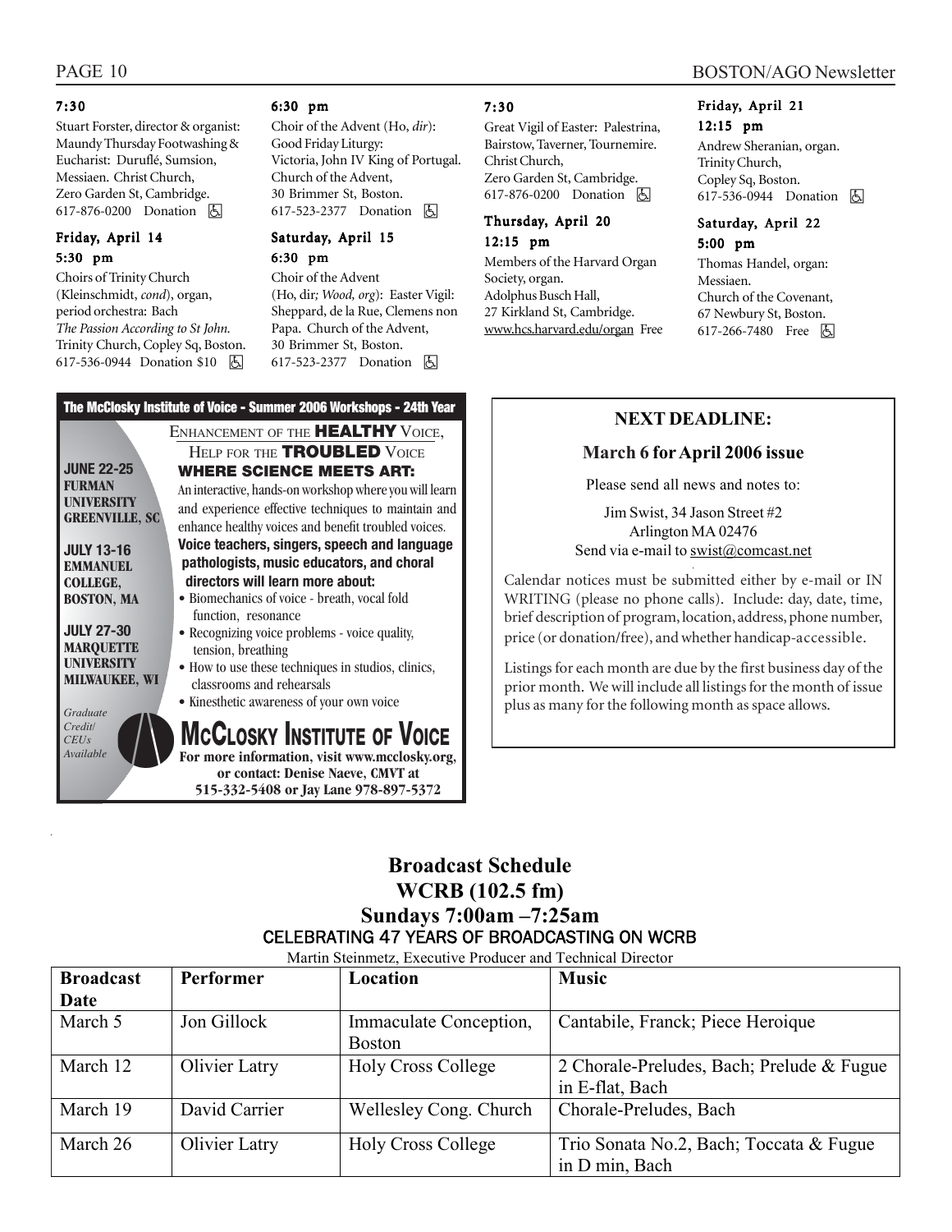**7:30**

Stuart Forster, director & organist: Maundy Thursday Footwashing & Eucharist: Duruflé, Sumsion, Messiaen. Christ Church, Zero Garden St, Cambridge. 617-876-0200 Donation ♿

**Friday, April 14**

**5:30 pm**

Choirs of Trinity Church (Kleinschmidt, *cond*), organ, period orchestra: Bach *The Passion According to St John.* Trinity Church, Copley Sq, Boston. 617-536-0944 Donation $10 ♿

**6:30 pm**

Choir of the Advent (Ho, *dir*): Good Friday Liturgy: Victoria, John IV King of Portugal. Church of the Advent, 30 Brimmer St, Boston. 617-523-2377 Donation ♿

**Saturday, April 15**

**6:30 pm**

Choir of the Advent (Ho, dir*; Wood, org*): Easter Vigil: Sheppard, de la Rue, Clemens non Papa. Church of the Advent, 30 Brimmer St, Boston. 617-523-2377 Donation ♿

**7:30**

Great Vigil of Easter: Palestrina, Bairstow, Taverner, Tournemire. Christ Church, Zero Garden St, Cambridge. 617-876-0200 Donation ♿

**Thursday, April 20**

**12:15 pm**

Members of the Harvard Organ Society, organ. Adolphus Busch Hall, 27 Kirkland St, Cambridge. www.hcs.harvard.edu/organ Free

**Friday, April 21**

**12:15 pm**

Andrew Sheranian, organ. Trinity Church, Copley Sq, Boston. 617-536-0944 Donation ♿

**Saturday, April 22**

**5:00 pm**

Thomas Handel, organ: Messiaen. Church of the Covenant, 67 Newbury St, Boston. 617-266-7480 Free ♿

**The McClosky Institute of Voice - Summer 2006 Workshops - 24th Year**

ENHANCEMENT OF THE **HEALTHY** VOICE,
HELP FOR THE **TROUBLED** VOICE
**WHERE SCIENCE MEETS ART:**

An interactive, hands-on workshop where you will learn and experience effective techniques to maintain and enhance healthy voices and benefit troubled voices.

**Voice teachers, singers, speech and language pathologists, music educators, and choral directors will learn more about:**

- Biomechanics of voice - breath, vocal fold function, resonance
- Recognizing voice problems - voice quality, tension, breathing
- How to use these techniques in studios, clinics, classrooms and rehearsals
- Kinesthetic awareness of your own voice

**JUNE 22-25**
**FURMAN UNIVERSITY GREENVILLE, SC**

**JULY 13-16**
**EMMANUEL COLLEGE, BOSTON, MA**

**JULY 27-30**
**MARQUETTE UNIVERSITY MILWAUKEE, WI**

*Graduate Credit/ CEUs Available*

**McCLOSKY INSTITUTE OF VOICE**

**For more information, visit www.mcclosky.org, or contact: Denise Naeve, CMVT at 515-332-5408 or Jay Lane 978-897-5372**

**NEXT DEADLINE:**

**March 6 for April 2006 issue**

Please send all news and notes to:

Jim Swist, 34 Jason Street #2
Arlington MA 02476
Send via e-mail to swist@comcast.net

Calendar notices must be submitted either by e-mail or IN WRITING (please no phone calls). Include: day, date, time, brief description of program, location, address, phone number, price (or donation/free), and whether handicap-accessible.

Listings for each month are due by the first business day of the prior month. We will include all listings for the month of issue plus as many for the following month as space allows.

## Broadcast Schedule
## WCRB (102.5 fm)
## Sundays 7:00am –7:25am

CELEBRATING 47 YEARS OF BROADCASTING ON WCRB

Martin Steinmetz, Executive Producer and Technical Director

| Broadcast Date | Performer | Location | Music |
|---|---|---|---|
| March 5 | Jon Gillock | Immaculate Conception, Boston | Cantabile, Franck; Piece Heroique |
| March 12 | Olivier Latry | Holy Cross College | 2 Chorale-Preludes, Bach; Prelude & Fugue in E-flat, Bach |
| March 19 | David Carrier | Wellesley Cong. Church | Chorale-Preludes, Bach |
| March 26 | Olivier Latry | Holy Cross College | Trio Sonata No.2, Bach; Toccata & Fugue in D min, Bach |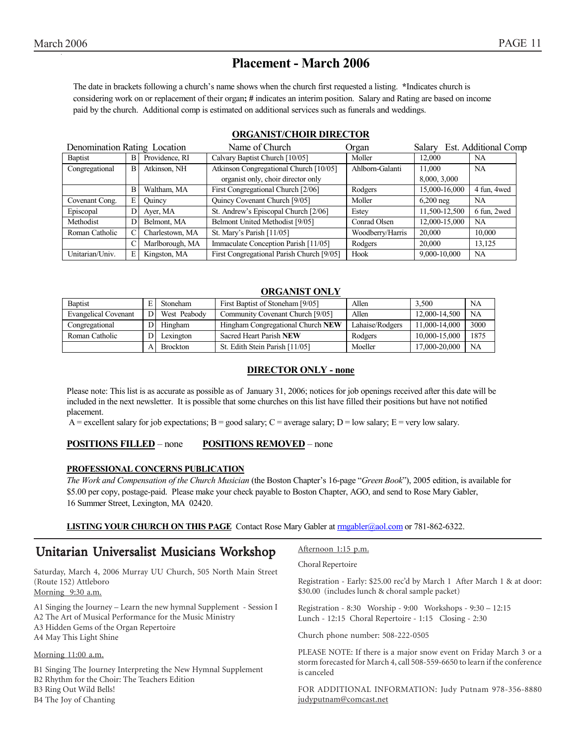# Placement - March 2006

The date in brackets following a church's name shows when the church first requested a listing. **\***Indicates church is considering work on or replacement of their organ**;** **#** indicates an interim position. Salary and Rating are based on income paid by the church. Additional comp is estimated on additional services such as funerals and weddings.

## ORGANIST/CHOIR DIRECTOR

| Denomination | Rating | Location | Name of Church | Organ | Salary | Est. Additional Comp |
|---|---|---|---|---|---|---|
| Baptist | B | Providence, RI | Calvary Baptist Church [10/05] | Moller | 12,000 | NA |
| Congregational | B | Atkinson, NH | Atkinson Congregational Church [10/05] organist only, choir director only | Ahlborn-Galanti | 11,000 8,000, 3,000 | NA |
| | B | Waltham, MA | First Congregational Church [2/06] | Rodgers | 15,000-16,000 | 4 fun, 4wed |
| Covenant Cong. | E | Quincy | Quincy Covenant Church [9/05] | Moller | 6,200 neg | NA |
| Episcopal | D | Ayer, MA | St. Andrew's Episcopal Church [2/06] | Estey | 11,500-12,500 | 6 fun, 2wed |
| Methodist | D | Belmont, MA | Belmont United Methodist [9/05] | Conrad Olsen | 12,000-15,000 | NA |
| Roman Catholic | C | Charlestown, MA | St. Mary's Parish [11/05] | Woodberry/Harris | 20,000 | 10,000 |
| | C | Marlborough, MA | Immaculate Conception Parish [11/05] | Rodgers | 20,000 | 13,125 |
| Unitarian/Univ. | E | Kingston, MA | First Congregational Parish Church [9/05] | Hook | 9,000-10,000 | NA |

## ORGANIST ONLY

| | | | | | | |
|---|---|---|---|---|---|---|
| Baptist | E | Stoneham | First Baptist of Stoneham [9/05] | Allen | 3,500 | NA |
| Evangelical Covenant | D | West Peabody | Community Covenant Church [9/05] | Allen | 12,000-14,500 | NA |
| Congregational | D | Hingham | Hingham Congregational Church **NEW** | Lahaise/Rodgers | 11,000-14,000 | 3000 |
| Roman Catholic | D | Lexington | Sacred Heart Parish **NEW** | Rodgers | 10,000-15,000 | 1875 |
| | A | Brockton | St. Edith Stein Parish [11/05] | Moeller | 17,000-20,000 | NA |

## DIRECTOR ONLY - none

Please note: This list is as accurate as possible as of January 31, 2006; notices for job openings received after this date will be included in the next newsletter. It is possible that some churches on this list have filled their positions but have not notified placement.

A = excellent salary for job expectations; B = good salary; C = average salary; D = low salary; E = very low salary.

**POSITIONS FILLED** – none  **POSITIONS REMOVED** – none

**PROFESSIONAL CONCERNS PUBLICATION**

*The Work and Compensation of the Church Musician* (the Boston Chapter's 16-page "*Green Book*"), 2005 edition, is available for $5.00 per copy, postage-paid. Please make your check payable to Boston Chapter, AGO, and send to Rose Mary Gabler, 16 Summer Street, Lexington, MA 02420.

**LISTING YOUR CHURCH ON THIS PAGE** Contact Rose Mary Gabler at rmgabler@aol.com or 781-862-6322.

# Unitarian Universalist Musicians Workshop

Saturday, March 4, 2006 Murray UU Church, 505 North Main Street (Route 152) Attleboro

Morning 9:30 a.m.

A1 Singing the Journey – Learn the new hymnal Supplement - Session I
A2 The Art of Musical Performance for the Music Ministry
A3 Hidden Gems of the Organ Repertoire
A4 May This Light Shine

Morning 11:00 a.m.

B1 Singing The Journey Interpreting the New Hymnal Supplement
B2 Rhythm for the Choir: The Teachers Edition
B3 Ring Out Wild Bells!
B4 The Joy of Chanting

Afternoon 1:15 p.m.

Choral Repertoire

Registration - Early: $25.00 rec'd by March 1 After March 1 & at door: $30.00 (includes lunch & choral sample packet)

Registration - 8:30 Worship - 9:00 Workshops - 9:30 – 12:15
Lunch - 12:15 Choral Repertoire - 1:15 Closing - 2:30

Church phone number: 508-222-0505

PLEASE NOTE: If there is a major snow event on Friday March 3 or a storm forecasted for March 4, call 508-559-6650 to learn if the conference is canceled

FOR ADDITIONAL INFORMATION: Judy Putnam 978-356-8880 judyputnam@comcast.net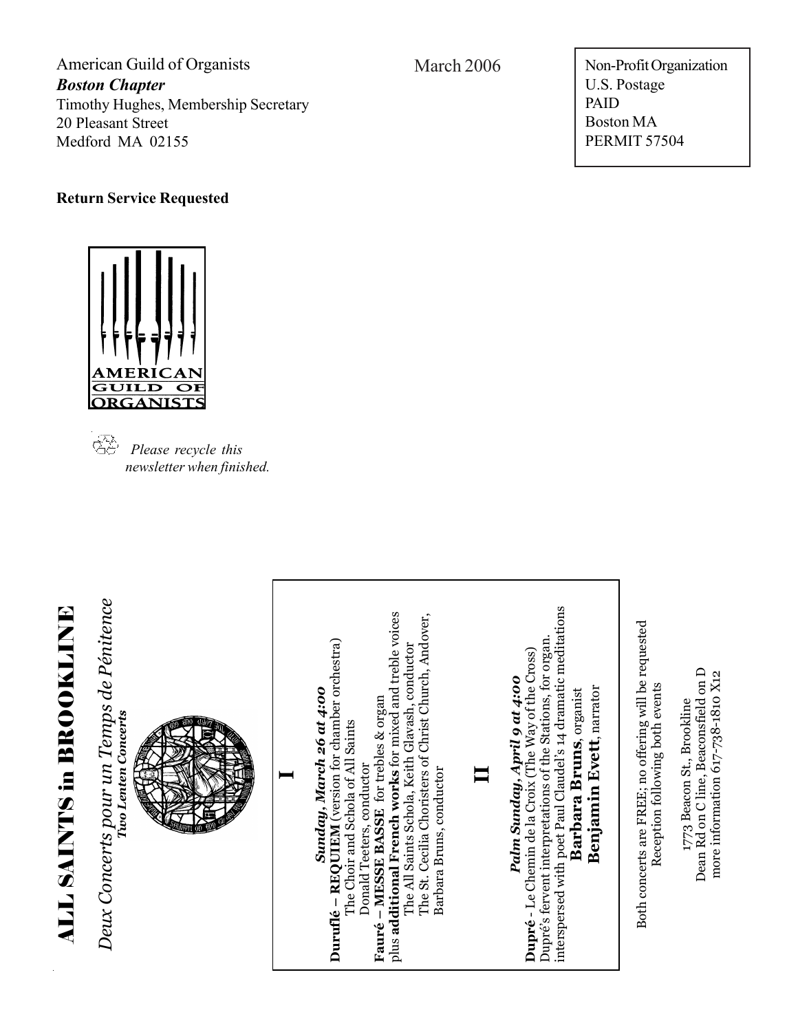American Guild of Organists
***Boston Chapter***
Timothy Hughes, Membership Secretary
20 Pleasant Street
Medford MA 02155

March 2006

Non-Profit Organization
U.S. Postage
PAID
Boston MA
PERMIT 57504

**Return Service Requested**

*Please recycle this newsletter when finished.*

# ALL SAINTS in BROOKLINE

*Deux Concerts pour un Temps de Pénitence*
***Two Lenten Concerts***

## I

***Sunday, March 26 at 4:00***

**Duruflé – REQUIEM** (version for chamber orchestra)
The Choir and Schola of All Saints
Donald Teeters, conductor

**Fauré – MESSE BASSE** for trebles & organ
plus **additional French works** for mixed and treble voices
The All Saints Schola, Keith Glavash, conductor
The St. Cecilia Choristers of Christ Church, Andover,
Barbara Bruns, conductor

## II

***Palm Sunday, April 9 at 4:00***

**Dupré** - Le Chemin de la Croix (The Way of the Cross)
Dupré's fervent interpretations of the Stations, for organ.
interspersed with poet Paul Claudel's 14 dramatic meditations

**Barbara Bruns**, organist
**Benjamin Evett**, narrator

Both concerts are FREE; no offering will be requested
Reception following both events

1773 Beacon St., Brookline
Dean Rd on C line, Beaconsfield on D
more information 617-738-1810 X12